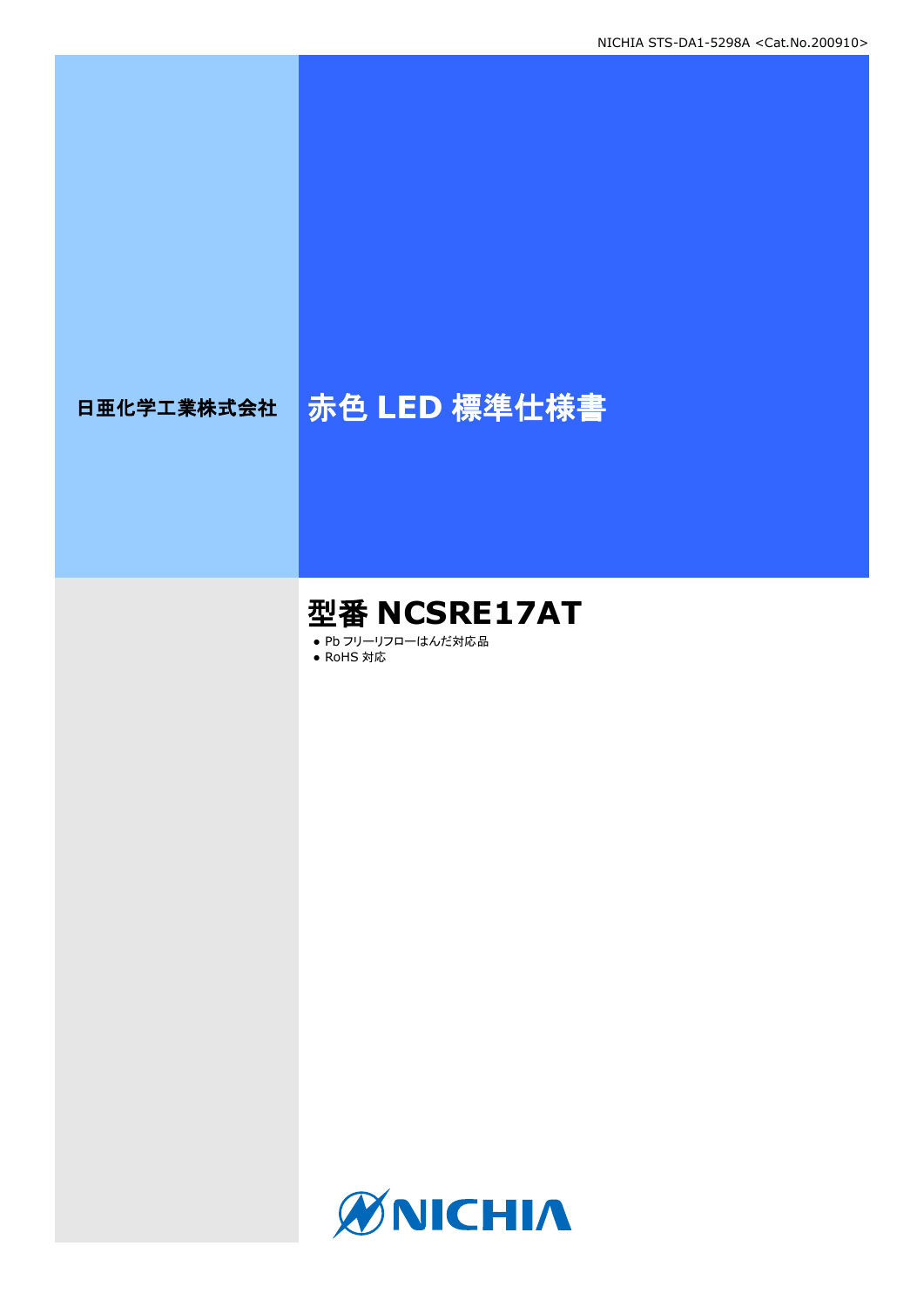日亜化学工業株式会社

# 赤色 LED 標準仕様書

## 型番 NCSRE17AT

- Pb フリーリフローはんだ対応品
- RoHS 対応

NICHIA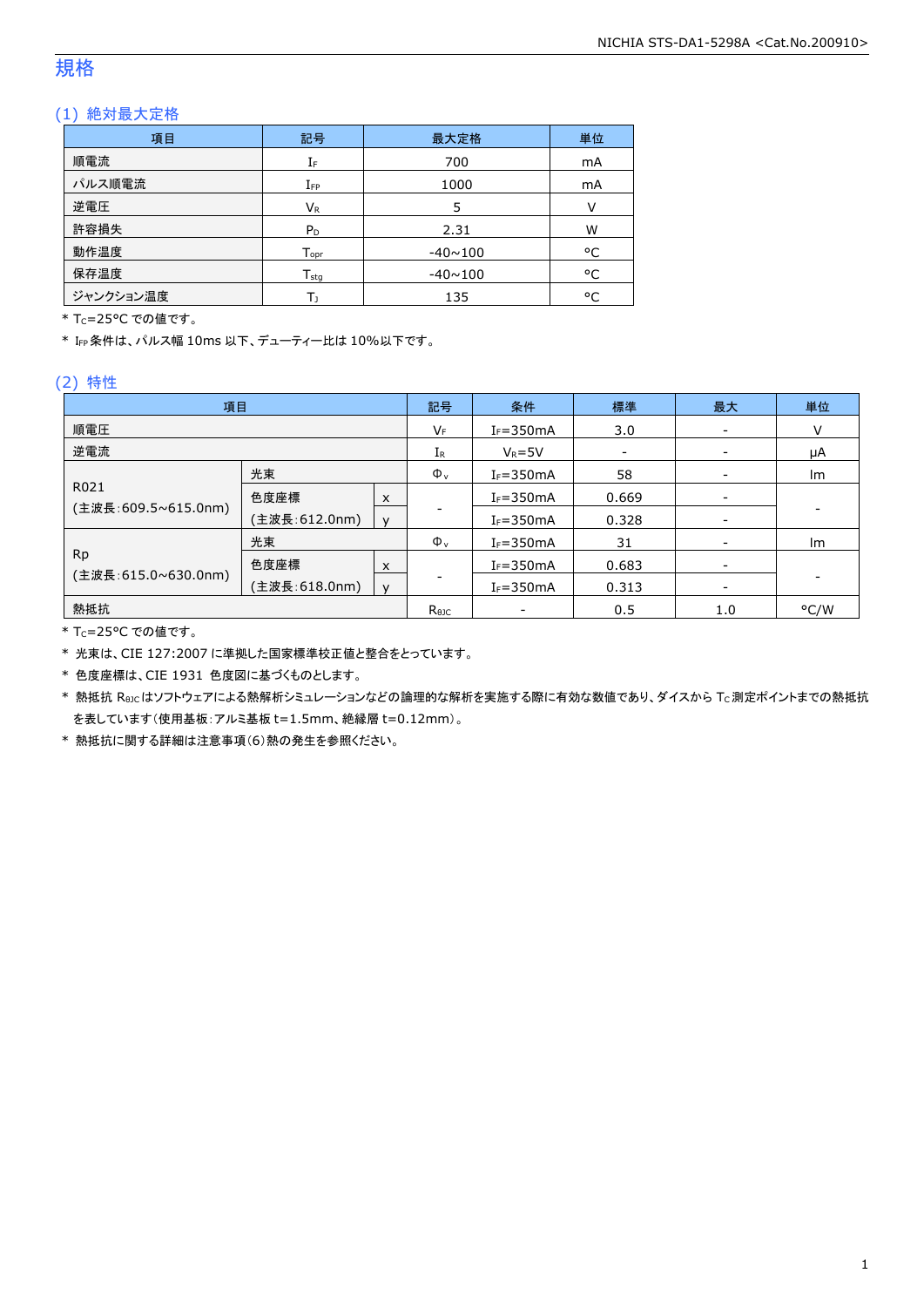# 規格

## (1) 絶対最大定格

| 項目 | 記号 | 最大定格 | 単位 |
|---|---|---|---|
| 順電流 | $I_F$ | 700 | mA |
| パルス順電流 | $I_{FP}$ | 1000 | mA |
| 逆電圧 | $V_R$ | 5 | V |
| 許容損失 | $P_D$ | 2.31 | W |
| 動作温度 | $T_{opr}$ | -40~100 | °C |
| 保存温度 | $T_{stg}$ | -40~100 | °C |
| ジャンクション温度 | $T_J$ | 135 | °C |

* $T_C$=25°C での値です。
* $I_{FP}$条件は、パルス幅 10ms 以下、デューティー比は 10%以下です。

## (2) 特性

| 項目 | | | 記号 | 条件 | 標準 | 最大 | 単位 |
|---|---|---|---|---|---|---|---|
| 順電圧 | | | $V_F$ | $I_F$=350mA | 3.0 | - | V |
| 逆電流 | | | $I_R$ | $V_R$=5V | - | - | μA |
| R021 (主波長:609.5~615.0nm) | 光束 | | $\Phi_v$ | $I_F$=350mA | 58 | - | lm |
| | 色度座標 (主波長:612.0nm) | x | - | $I_F$=350mA | 0.669 | - | - |
| | | y | | $I_F$=350mA | 0.328 | - | |
| Rp (主波長:615.0~630.0nm) | 光束 | | $\Phi_v$ | $I_F$=350mA | 31 | - | lm |
| | 色度座標 (主波長:618.0nm) | x | - | $I_F$=350mA | 0.683 | - | - |
| | | y | | $I_F$=350mA | 0.313 | - | |
| 熱抵抗 | | | $R_{\theta JC}$ | - | 0.5 | 1.0 | °C/W |

* $T_C$=25°C での値です。
* 光束は、CIE 127:2007 に準拠した国家標準校正値と整合をとっています。
* 色度座標は、CIE 1931 色度図に基づくものとします。
* 熱抵抗 $R_{\theta JC}$はソフトウェアによる熱解析シミュレーションなどの論理的な解析を実施する際に有効な数値であり、ダイスから $T_C$測定ポイントまでの熱抵抗を表しています(使用基板:アルミ基板 t=1.5mm、絶縁層 t=0.12mm)。
* 熱抵抗に関する詳細は注意事項(6)熱の発生を参照ください。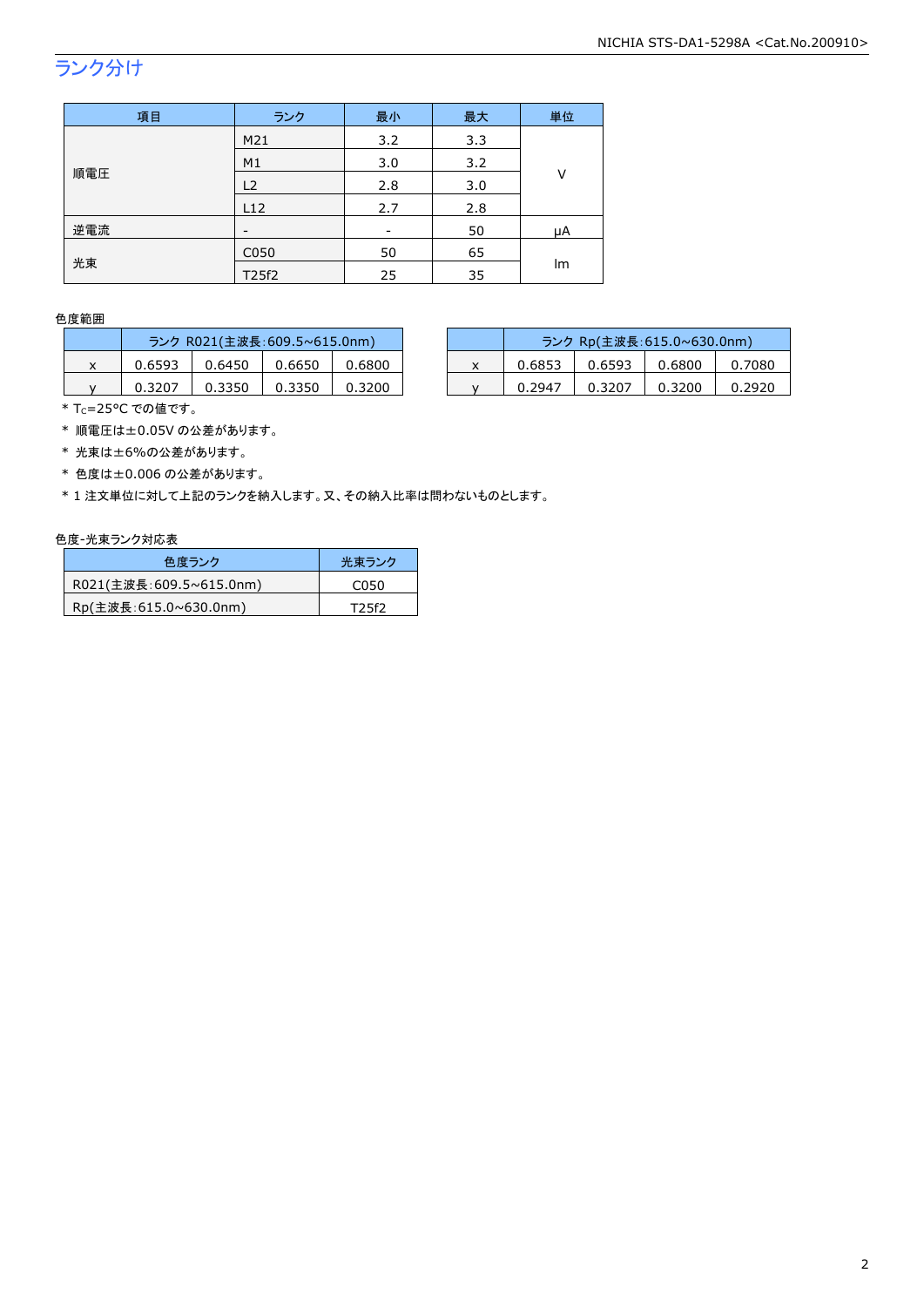## ランク分け

| 項目 | ランク | 最小 | 最大 | 単位 |
|---|---|---|---|---|
| 順電圧 | M21 | 3.2 | 3.3 | V |
| | M1 | 3.0 | 3.2 | |
| | L2 | 2.8 | 3.0 | |
| | L12 | 2.7 | 2.8 | |
| 逆電流 | - | - | 50 | μA |
| 光束 | C050 | 50 | 65 | lm |
| | T25f2 | 25 | 35 | |

色度範囲

| | ランク R021(主波長:609.5~615.0nm) | | | |
|---|---|---|---|---|
| x | 0.6593 | 0.6450 | 0.6650 | 0.6800 |
| y | 0.3207 | 0.3350 | 0.3350 | 0.3200 |

| | ランク Rp(主波長:615.0~630.0nm) | | | |
|---|---|---|---|---|
| x | 0.6853 | 0.6593 | 0.6800 | 0.7080 |
| y | 0.2947 | 0.3207 | 0.3200 | 0.2920 |

* $T_C$=25°C での値です。
* 順電圧は±0.05V の公差があります。
* 光束は±6%の公差があります。
* 色度は±0.006 の公差があります。
* 1 注文単位に対して上記のランクを納入します。又、その納入比率は問わないものとします。

色度-光束ランク対応表

| 色度ランク | 光束ランク |
|---|---|
| R021(主波長:609.5~615.0nm) | C050 |
| Rp(主波長:615.0~630.0nm) | T25f2 |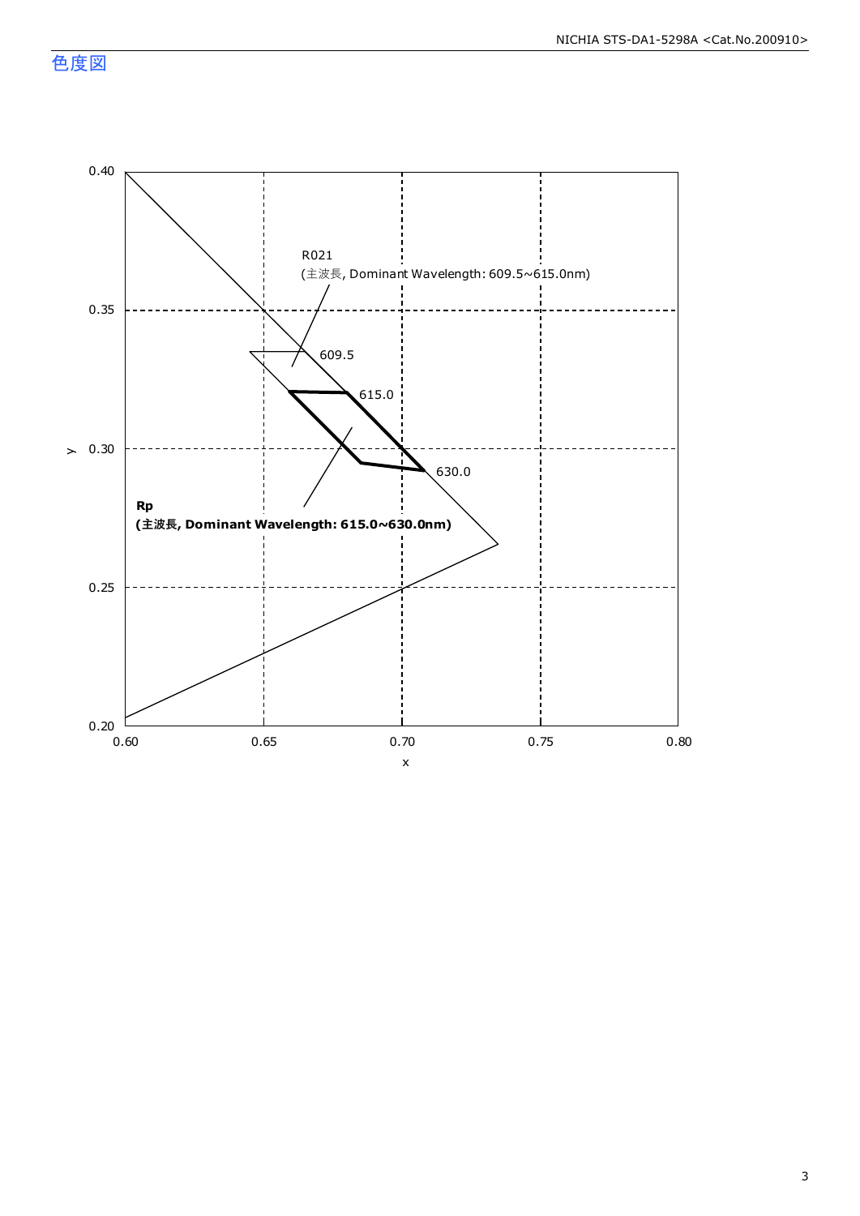## 色度図

y

0.40
0.35
0.30
0.25
0.20

0.60 0.65 0.70 0.75 0.80

x

R021
(主波長, Dominant Wavelength: 609.5~615.0nm)

609.5

615.0

630.0

**Rp**
**(主波長, Dominant Wavelength: 615.0~630.0nm)**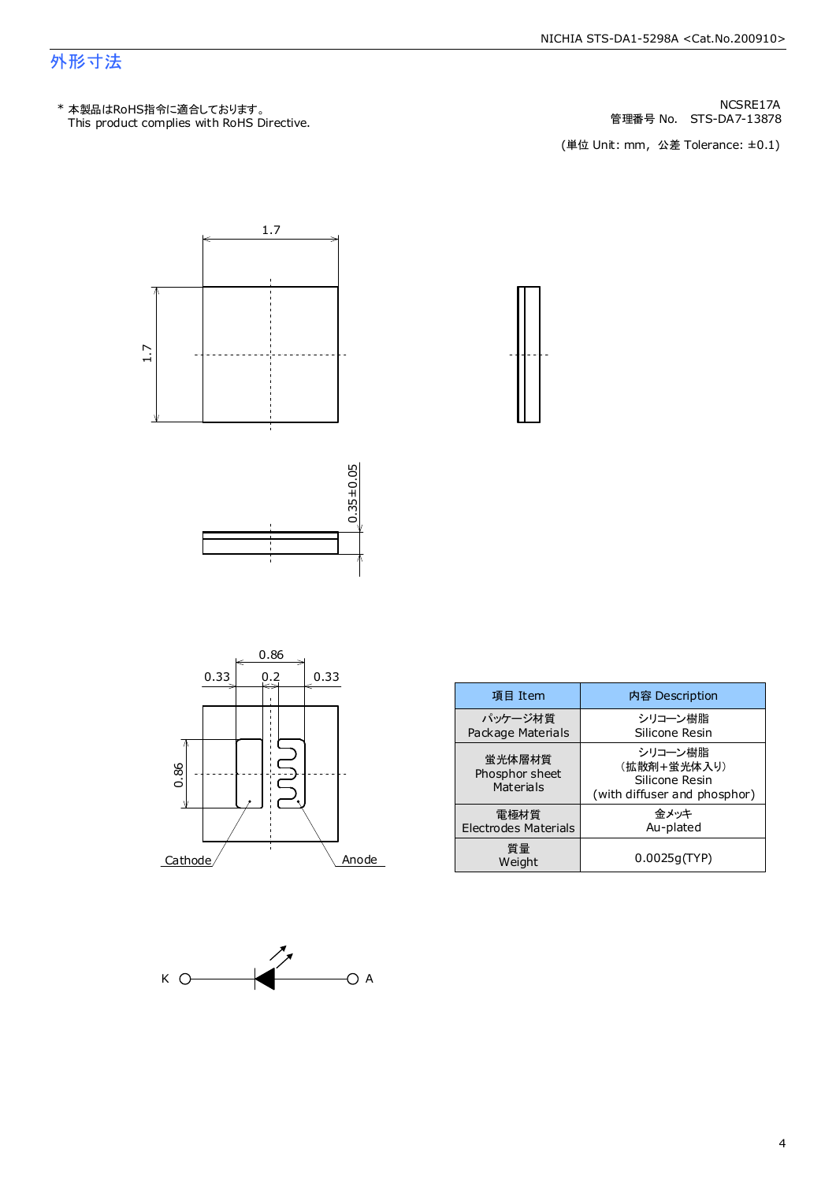## 外形寸法

\* 本製品はRoHS指令に適合しております。
This product complies with RoHS Directive.

NCSRE17A
管理番号 No.　STS-DA7-13878

(単位 Unit: mm,  公差 Tolerance: ±0.1)

1.7

1.7

0.35±0.05

0.86

0.33　0.2　0.33

0.86

Cathode　Anode

| 項目 Item | 内容 Description |
|---|---|
| パッケージ材質 Package Materials | シリコーン樹脂 Silicone Resin |
| 蛍光体層材質 Phosphor sheet Materials | シリコーン樹脂 (拡散剤+蛍光体入り) Silicone Resin (with diffuser and phosphor) |
| 電極材質 Electrodes Materials | 金メッキ Au-plated |
| 質量 Weight | 0.0025g(TYP) |

K　A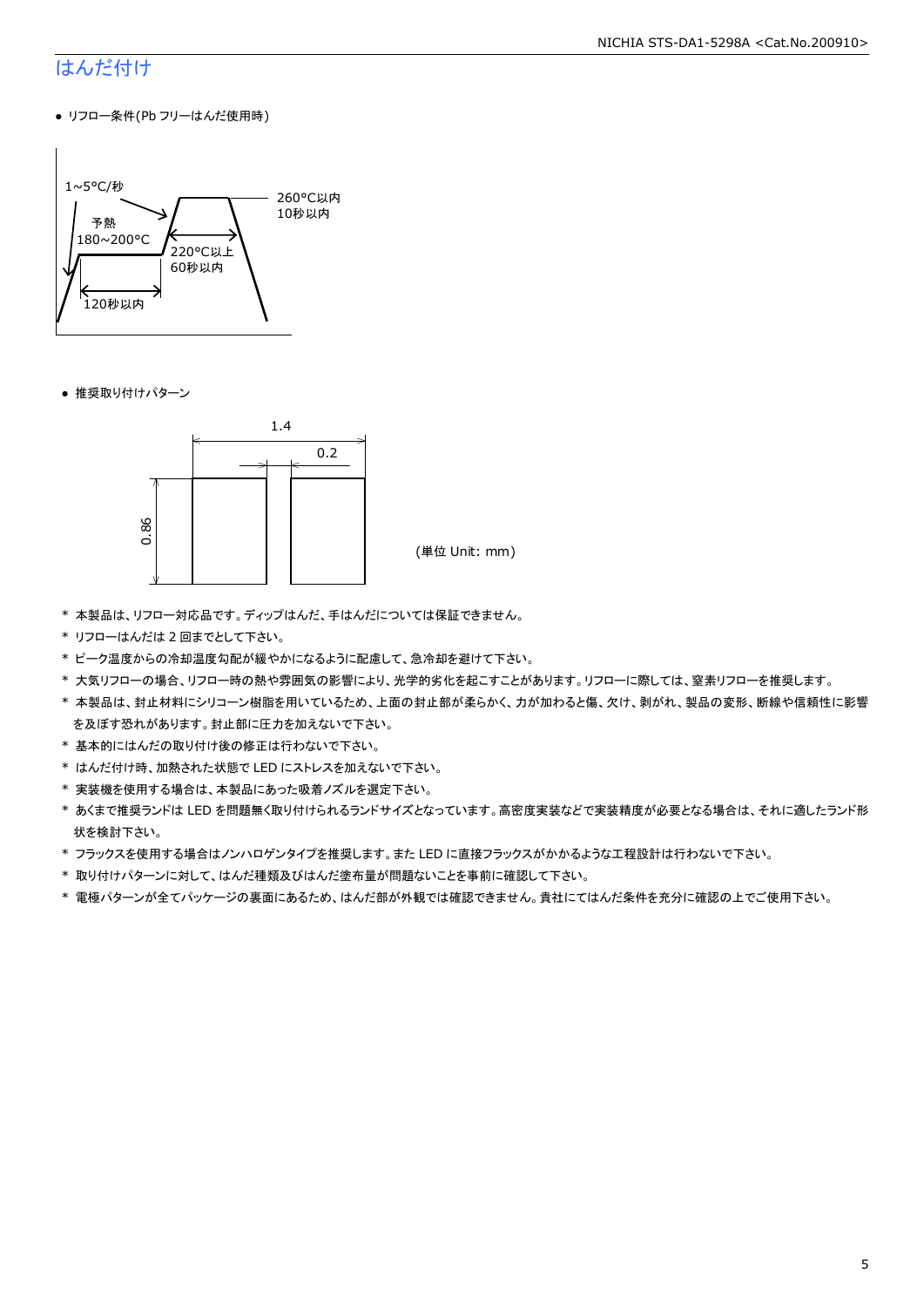# はんだ付け

- リフロー条件(Pb フリーはんだ使用時)

1~5°C/秒
予熱
180~200°C
120秒以内
220°C以上
60秒以内
260°C以内
10秒以内

- 推奨取り付けパターン

1.4
0.2
0.86

(単位 Unit: mm)

* 本製品は、リフロー対応品です。ディップはんだ、手はんだについては保証できません。
* リフローはんだは 2 回までとして下さい。
* ピーク温度からの冷却温度勾配が緩やかになるように配慮して、急冷却を避けて下さい。
* 大気リフローの場合、リフロー時の熱や雰囲気の影響により、光学的劣化を起こすことがあります。リフローに際しては、窒素リフローを推奨します。
* 本製品は、封止材料にシリコーン樹脂を用いているため、上面の封止部が柔らかく、力が加わると傷、欠け、剥がれ、製品の変形、断線や信頼性に影響を及ぼす恐れがあります。封止部に圧力を加えないで下さい。
* 基本的にはんだの取り付け後の修正は行わないで下さい。
* はんだ付け時、加熱された状態で LED にストレスを加えないで下さい。
* 実装機を使用する場合は、本製品にあった吸着ノズルを選定下さい。
* あくまで推奨ランドは LED を問題無く取り付けられるランドサイズとなっています。高密度実装などで実装精度が必要となる場合は、それに適したランド形状を検討下さい。
* フラックスを使用する場合はノンハロゲンタイプを推奨します。また LED に直接フラックスがかかるような工程設計は行わないで下さい。
* 取り付けパターンに対して、はんだ種類及びはんだ塗布量が問題ないことを事前に確認して下さい。
* 電極パターンが全てパッケージの裏面にあるため、はんだ部が外観では確認できません。貴社にてはんだ条件を充分に確認の上でご使用下さい。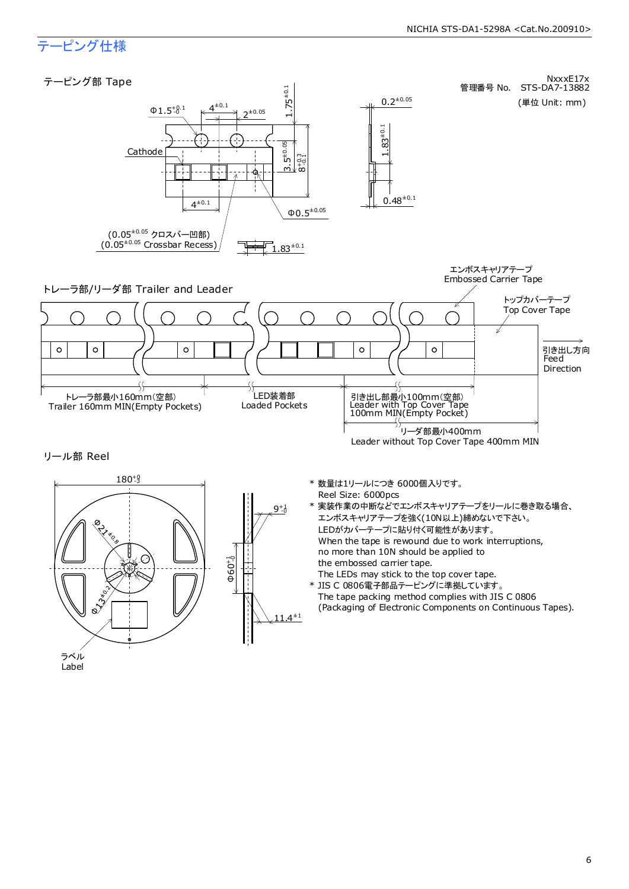## テーピング仕様

### テーピング部 Tape

NxxxE17x
管理番号 No.　STS-DA7-13882
(単位 Unit: mm)

Φ1.5 $^{+0.1}_{-0}$　$4^{\pm0.1}$　$2^{\pm0.05}$　$1.75^{\pm0.1}$　$0.2^{\pm0.05}$

Cathode　$3.5^{\pm0.05}$　$8^{+0.3}_{-0.1}$　$1.83^{\pm0.1}$

$4^{\pm0.1}$　Φ$0.5^{\pm0.05}$　$0.48^{\pm0.1}$

($0.05^{\pm0.05}$ クロスバー凹部)
($0.05^{\pm0.05}$ Crossbar Recess)　$1.83^{\pm0.1}$

### トレーラ部/リーダ部 Trailer and Leader

エンボスキャリアテープ
Embossed Carrier Tape

トップカバーテープ
Top Cover Tape

引き出し方向
Feed
Direction

トレーラ部最小160mm(空部)
Trailer 160mm MIN(Empty Pockets)

LED装着部
Loaded Pockets

引き出し部最小100mm(空部)
Leader with Top Cover Tape
100mm MIN(Empty Pocket)

リーダ部最小400mm
Leader without Top Cover Tape 400mm MIN

### リール部 Reel

$180^{+0}_{-3}$　Φ$21^{\pm0.8}$　Φ$13^{\pm0.2}$　$9^{+1}_{-0}$　Φ$60^{+1}_{-0}$　$11.4^{\pm1}$

ラベル
Label

* 数量は1リールにつき 6000個入りです。
  Reel Size: 6000pcs
* 実装作業の中断などでエンボスキャリアテープをリールに巻き取る場合、
  エンボスキャリアテープを強く(10N以上)締めないで下さい。
  LEDがカバーテープに貼り付く可能性があります。
  When the tape is rewound due to work interruptions,
  no more than 10N should be applied to
  the embossed carrier tape.
  The LEDs may stick to the top cover tape.
* JIS C 0806電子部品テーピングに準拠しています。
  The tape packing method complies with JIS C 0806
  (Packaging of Electronic Components on Continuous Tapes).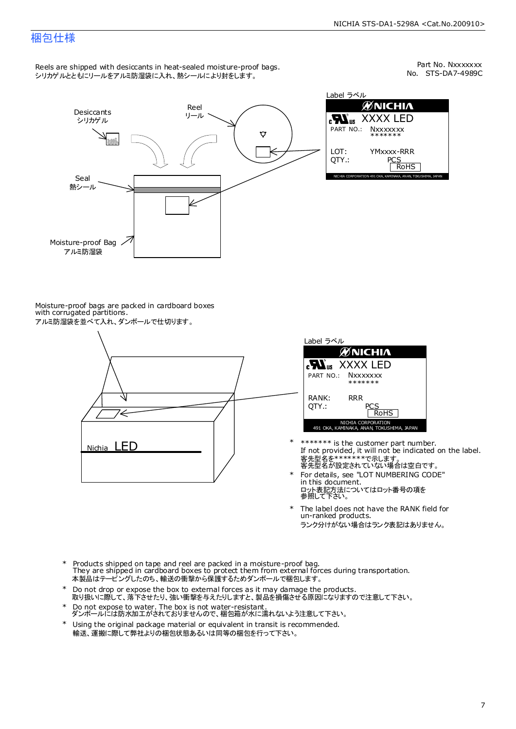# 梱包仕様

Part No. Nxxxxxxx
No. STS-DA7-4989C

Reels are shipped with desiccants in heat-sealed moisture-proof bags.
シリカゲルとともにリールをアルミ防湿袋に入れ、熱シールにより封をします。

Desiccants
シリカゲル

Reel
リール

Seal
熱シール

Moisture-proof Bag
アルミ防湿袋

Label ラベル

NICHIA
XXXX LED
PART NO.: Nxxxxxxx
\*\*\*\*\*\*\*
LOT: YMxxxx-RRR
QTY.: PCS
RoHS
NICHIA CORPORATION 491 OKA, KAMINAKA, ANAN, TOKUSHIMA, JAPAN

Moisture-proof bags are packed in cardboard boxes with corrugated partitions.
アルミ防湿袋を並べて入れ、ダンボールで仕切ります。

Nichia LED

Label ラベル

NICHIA
XXXX LED
PART NO.: Nxxxxxxx
\*\*\*\*\*\*\*
RANK: RRR
QTY.: PCS
RoHS
NICHIA CORPORATION
491 OKA, KAMINAKA, ANAN, TOKUSHIMA, JAPAN

\* \*\*\*\*\*\*\* is the customer part number.
If not provided, it will not be indicated on the label.
客先型名を\*\*\*\*\*\*\*で示します。
客先型名が設定されていない場合は空白です。

\* For details, see "LOT NUMBERING CODE" in this document.
ロット表記方法についてはロット番号の項を参照して下さい。

\* The label does not have the RANK field for un-ranked products.
ランク分けがない場合はランク表記はありません。

\* Products shipped on tape and reel are packed in a moisture-proof bag.
They are shipped in cardboard boxes to protect them from external forces during transportation.
本製品はテーピングしたのち、輸送の衝撃から保護するためダンボールで梱包します。

\* Do not drop or expose the box to external forces as it may damage the products.
取り扱いに際して、落下させたり、強い衝撃を与えたりしますと、製品を損傷させる原因になりますので注意して下さい。

\* Do not expose to water. The box is not water-resistant.
ダンボールには防水加工がされておりませんので、梱包箱が水に濡れないよう注意して下さい。

\* Using the original package material or equivalent in transit is recommended.
輸送、運搬に際して弊社よりの梱包状態あるいは同等の梱包を行って下さい。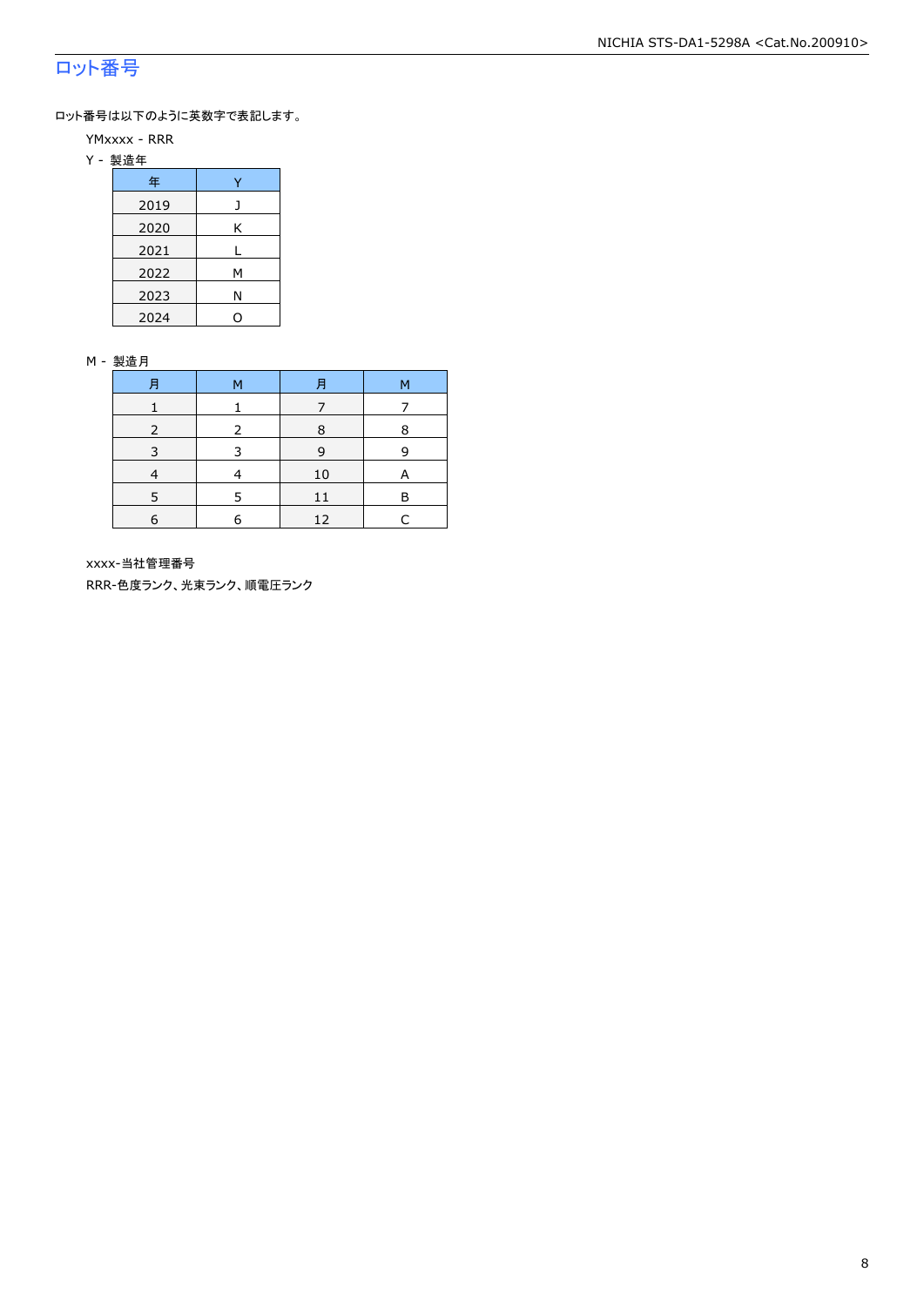## ロット番号

ロット番号は以下のように英数字で表記します。

YMxxxx - RRR

Y - 製造年

| 年 | Y |
|---|---|
| 2019 | J |
| 2020 | K |
| 2021 | L |
| 2022 | M |
| 2023 | N |
| 2024 | O |

M - 製造月

| 月 | M | 月 | M |
|---|---|---|---|
| 1 | 1 | 7 | 7 |
| 2 | 2 | 8 | 8 |
| 3 | 3 | 9 | 9 |
| 4 | 4 | 10 | A |
| 5 | 5 | 11 | B |
| 6 | 6 | 12 | C |

xxxx-当社管理番号

RRR-色度ランク、光束ランク、順電圧ランク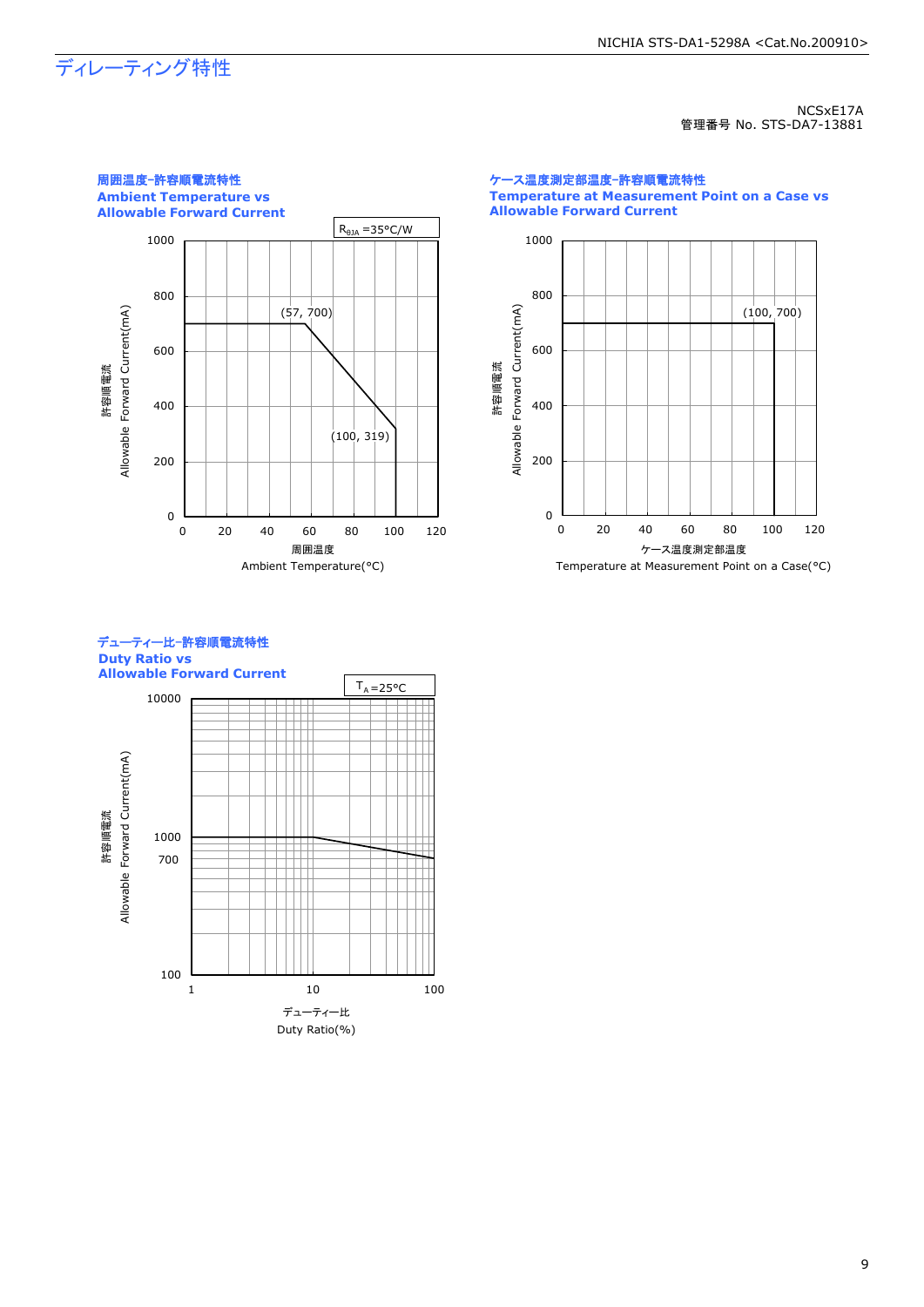# ディレーティング特性

NCSxE17A
管理番号 No. STS-DA7-13881

## 周囲温度-許容順電流特性
**Ambient Temperature vs Allowable Forward Current**

$R_{\theta JA}$ =35°C/W

(57, 700)
(100, 319)

許容順電流 Allowable Forward Current(mA)

周囲温度 Ambient Temperature(°C)

## ケース温度測定部温度-許容順電流特性
**Temperature at Measurement Point on a Case vs Allowable Forward Current**

(100, 700)

許容順電流 Allowable Forward Current(mA)

ケース温度測定部温度 Temperature at Measurement Point on a Case(°C)

## デューティー比-許容順電流特性
**Duty Ratio vs Allowable Forward Current**

$T_A$ =25°C

許容順電流 Allowable Forward Current(mA)

デューティー比 Duty Ratio(%)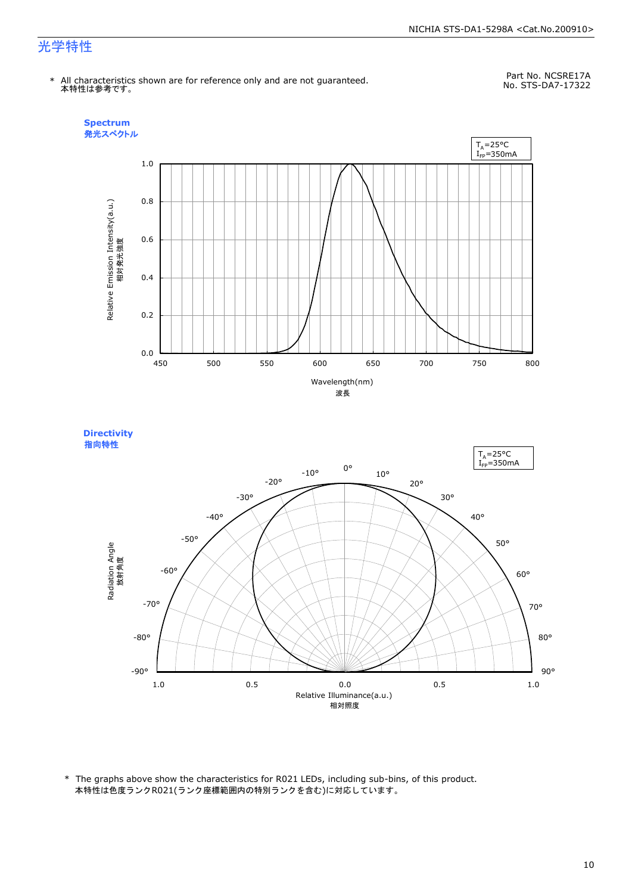# 光学特性

\* All characteristics shown are for reference only and are not guaranteed.
本特性は参考です。

Part No. NCSRE17A
No. STS-DA7-17322

## Spectrum
## 発光スペクトル

$T_A$=25°C
$I_{FP}$=350mA

Relative Emission Intensity(a.u.)
相対発光強度

Wavelength(nm)
波長

## Directivity
## 指向特性

$T_A$=25°C
$I_{FP}$=350mA

Radiation Angle
放射角度

Relative Illuminance(a.u.)
相対照度

\* The graphs above show the characteristics for R021 LEDs, including sub-bins, of this product.
本特性は色度ランクR021(ランク座標範囲内の特別ランクを含む)に対応しています。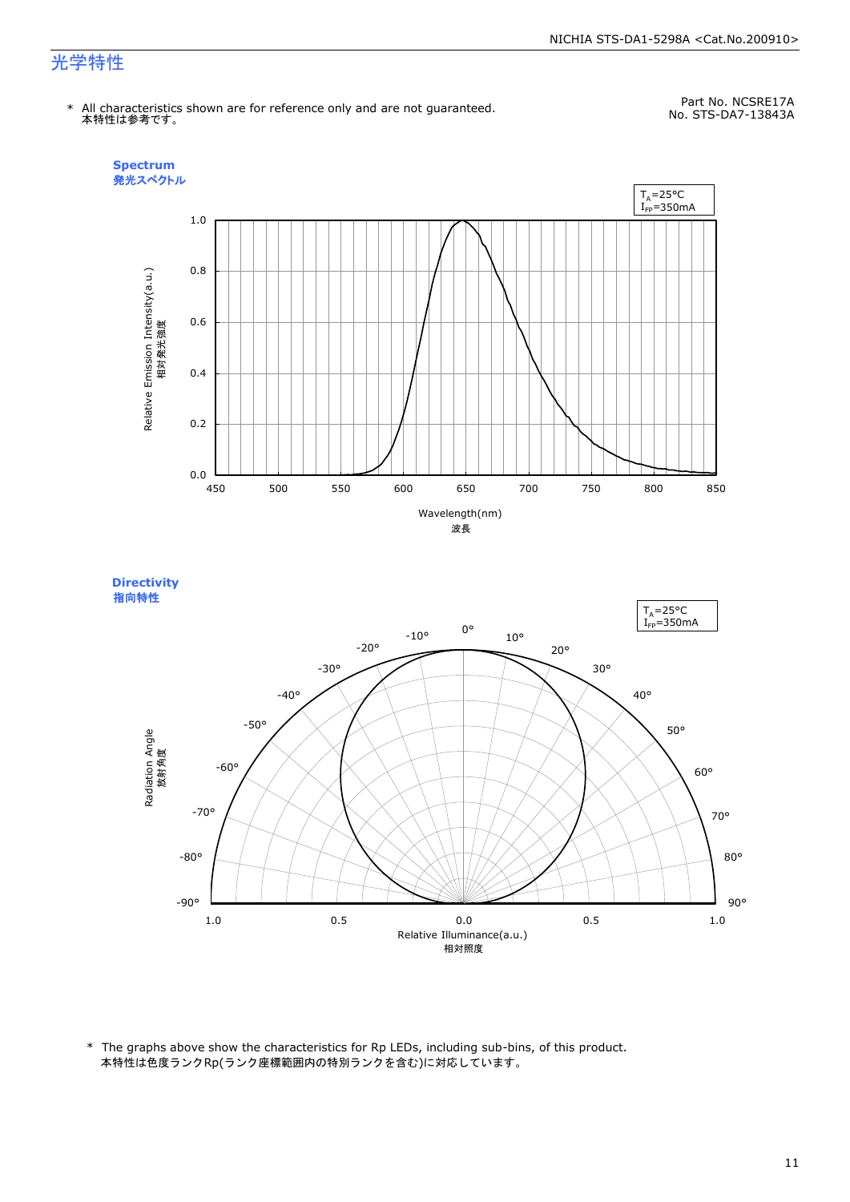# 光学特性

\* All characteristics shown are for reference only and are not guaranteed.
本特性は参考です。

Part No. NCSRE17A
No. STS-DA7-13843A

## Spectrum
発光スペクトル

$T_A$=25°C
$I_{FP}$=350mA

Relative Emission Intensity(a.u.)
相対発光強度

Wavelength(nm)
波長

## Directivity
指向特性

$T_A$=25°C
$I_{FP}$=350mA

Radiation Angle
放射角度

Relative Illuminance(a.u.)
相対照度

\* The graphs above show the characteristics for Rp LEDs, including sub-bins, of this product.
本特性は色度ランクRp(ランク座標範囲内の特別ランクを含む)に対応しています。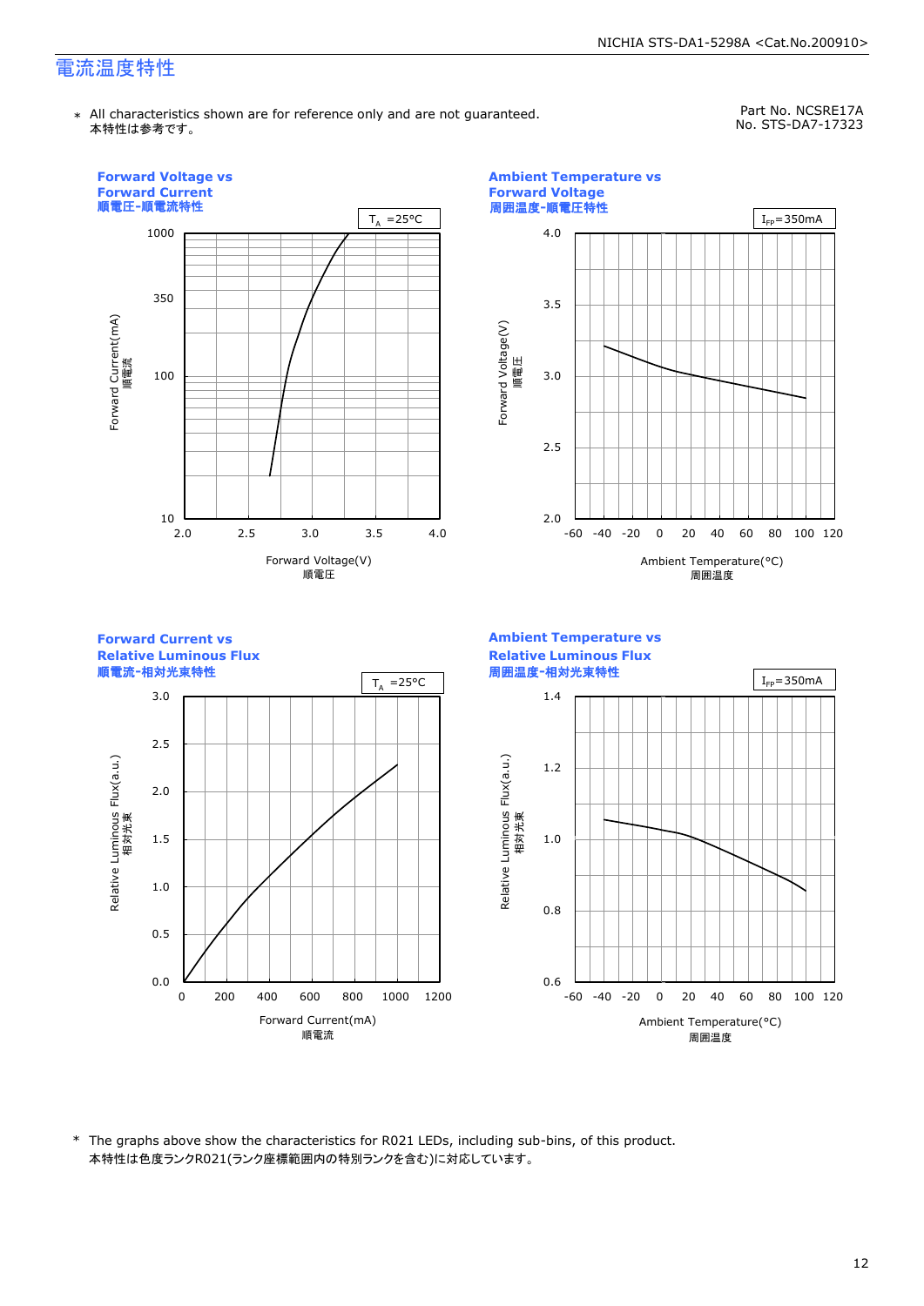# 電流温度特性

＊ All characteristics shown are for reference only and are not guaranteed.
本特性は参考です。

Part No. NCSRE17A
No. STS-DA7-17323

**Forward Voltage vs Forward Current**
**順電圧-順電流特性**

$T_A$ =25°C

Forward Current(mA) 順電流 / Forward Voltage(V) 順電圧

**Ambient Temperature vs Forward Voltage**
**周囲温度-順電圧特性**

$I_{FP}$=350mA

Forward Voltage(V) 順電圧 / Ambient Temperature(°C) 周囲温度

**Forward Current vs Relative Luminous Flux**
**順電流-相対光束特性**

$T_A$ =25°C

Relative Luminous Flux(a.u.) 相対光束 / Forward Current(mA) 順電流

**Ambient Temperature vs Relative Luminous Flux**
**周囲温度-相対光束特性**

$I_{FP}$=350mA

Relative Luminous Flux(a.u.) 相対光束 / Ambient Temperature(°C) 周囲温度

＊ The graphs above show the characteristics for R021 LEDs, including sub-bins, of this product.
本特性は色度ランクR021(ランク座標範囲内の特別ランクを含む)に対応しています。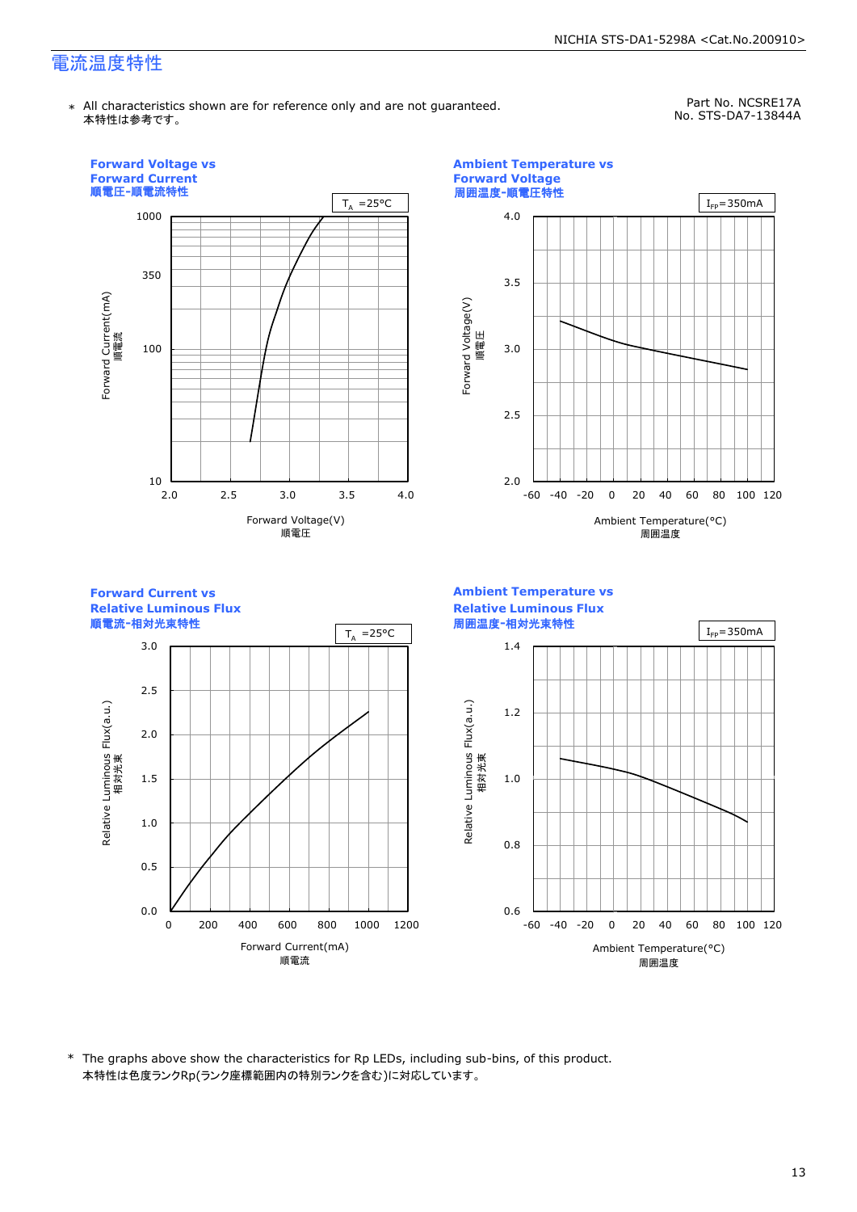# 電流温度特性

＊ All characteristics shown are for reference only and are not guaranteed.
本特性は参考です。

Part No. NCSRE17A
No. STS-DA7-13844A

**Forward Voltage vs Forward Current**
**順電圧-順電流特性**

$T_A$ =25°C

Forward Current(mA) 順電流: 10, 100, 350, 1000

Forward Voltage(V) 順電圧: 2.0, 2.5, 3.0, 3.5, 4.0

**Ambient Temperature vs Forward Voltage**
**周囲温度-順電圧特性**

$I_{FP}$=350mA

Forward Voltage(V) 順電圧: 2.0, 2.5, 3.0, 3.5, 4.0

Ambient Temperature(°C) 周囲温度: -60, -40, -20, 0, 20, 40, 60, 80, 100, 120

**Forward Current vs Relative Luminous Flux**
**順電流-相対光束特性**

$T_A$ =25°C

Relative Luminous Flux(a.u.) 相対光束: 0.0, 0.5, 1.0, 1.5, 2.0, 2.5, 3.0

Forward Current(mA) 順電流: 0, 200, 400, 600, 800, 1000, 1200

**Ambient Temperature vs Relative Luminous Flux**
**周囲温度-相対光束特性**

$I_{FP}$=350mA

Relative Luminous Flux(a.u.) 相対光束: 0.6, 0.8, 1.0, 1.2, 1.4

Ambient Temperature(°C) 周囲温度: -60, -40, -20, 0, 20, 40, 60, 80, 100, 120

＊ The graphs above show the characteristics for Rp LEDs, including sub-bins, of this product.
本特性は色度ランクRp(ランク座標範囲内の特別ランクを含む)に対応しています。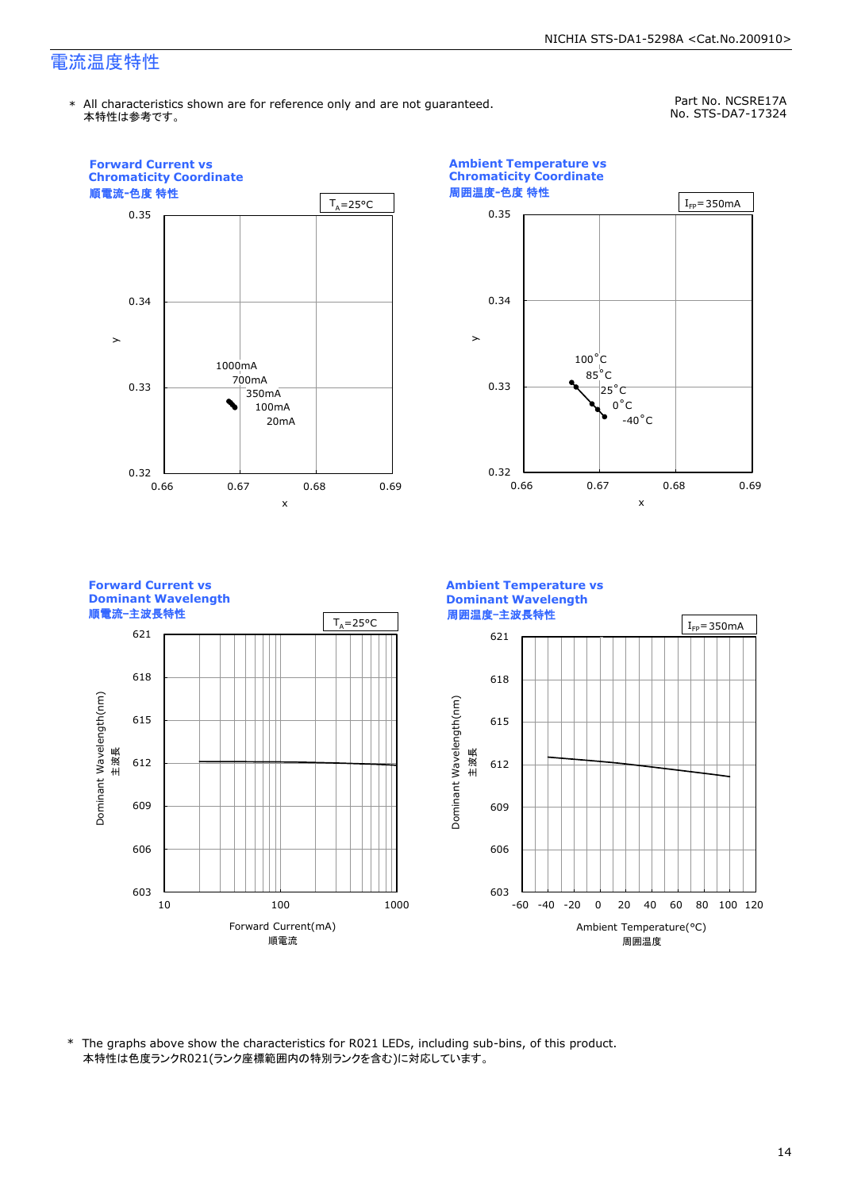# 電流温度特性

\* All characteristics shown are for reference only and are not guaranteed.
本特性は参考です。

Part No. NCSRE17A
No. STS-DA7-17324

**Forward Current vs Chromaticity Coordinate**
**順電流-色度 特性**

$T_A$=25°C

y: 0.32 – 0.35; x: 0.66 – 0.69

1000mA, 700mA, 350mA, 100mA, 20mA

**Ambient Temperature vs Chromaticity Coordinate**
**周囲温度-色度 特性**

$I_{FP}$=350mA

y: 0.32 – 0.35; x: 0.66 – 0.69

100°C, 85°C, 25°C, 0°C, -40°C

**Forward Current vs Dominant Wavelength**
**順電流-主波長特性**

$T_A$=25°C

Dominant Wavelength(nm) 主波長: 603 – 621

Forward Current(mA) 順電流: 10 – 1000

**Ambient Temperature vs Dominant Wavelength**
**周囲温度-主波長特性**

$I_{FP}$=350mA

Dominant Wavelength(nm) 主波長: 603 – 621

Ambient Temperature(°C) 周囲温度: -60 – 120

\* The graphs above show the characteristics for R021 LEDs, including sub-bins, of this product.
本特性は色度ランクR021(ランク座標範囲内の特別ランクを含む)に対応しています。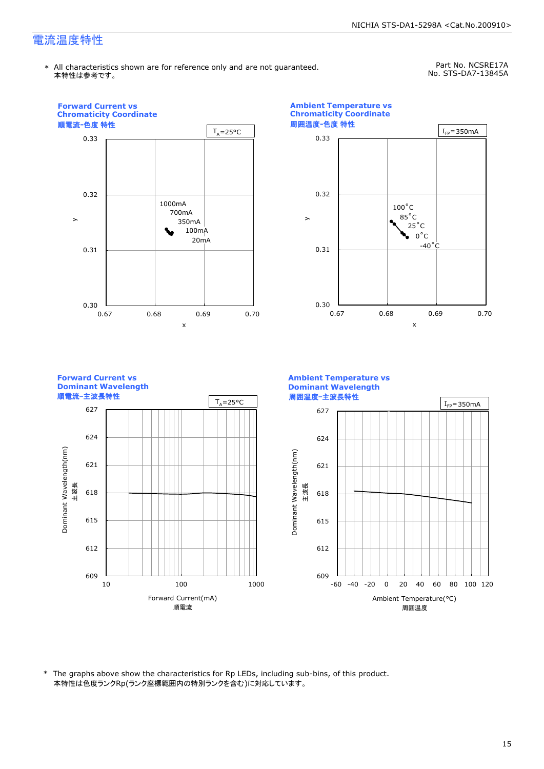# 電流温度特性

\* All characteristics shown are for reference only and are not guaranteed.
本特性は参考です。

Part No. NCSRE17A
No. STS-DA7-13845A

**Forward Current vs Chromaticity Coordinate**
**順電流-色度 特性**

$T_A$=25°C

y: 0.30, 0.31, 0.32, 0.33
x: 0.67, 0.68, 0.69, 0.70

1000mA, 700mA, 350mA, 100mA, 20mA

**Ambient Temperature vs Chromaticity Coordinate**
**周囲温度-色度 特性**

$I_{FP}$=350mA

y: 0.30, 0.31, 0.32, 0.33
x: 0.67, 0.68, 0.69, 0.70

100°C, 85°C, 25°C, 0°C, -40°C

**Forward Current vs Dominant Wavelength**
**順電流-主波長特性**

$T_A$=25°C

Dominant Wavelength(nm) 主波長: 609, 612, 615, 618, 621, 624, 627

Forward Current(mA) 順電流: 10, 100, 1000

**Ambient Temperature vs Dominant Wavelength**
**周囲温度-主波長特性**

$I_{FP}$=350mA

Dominant Wavelength(nm) 主波長: 609, 612, 615, 618, 621, 624, 627

Ambient Temperature(°C) 周囲温度: -60, -40, -20, 0, 20, 40, 60, 80, 100, 120

\* The graphs above show the characteristics for Rp LEDs, including sub-bins, of this product.
本特性は色度ランクRp(ランク座標範囲内の特別ランクを含む)に対応しています。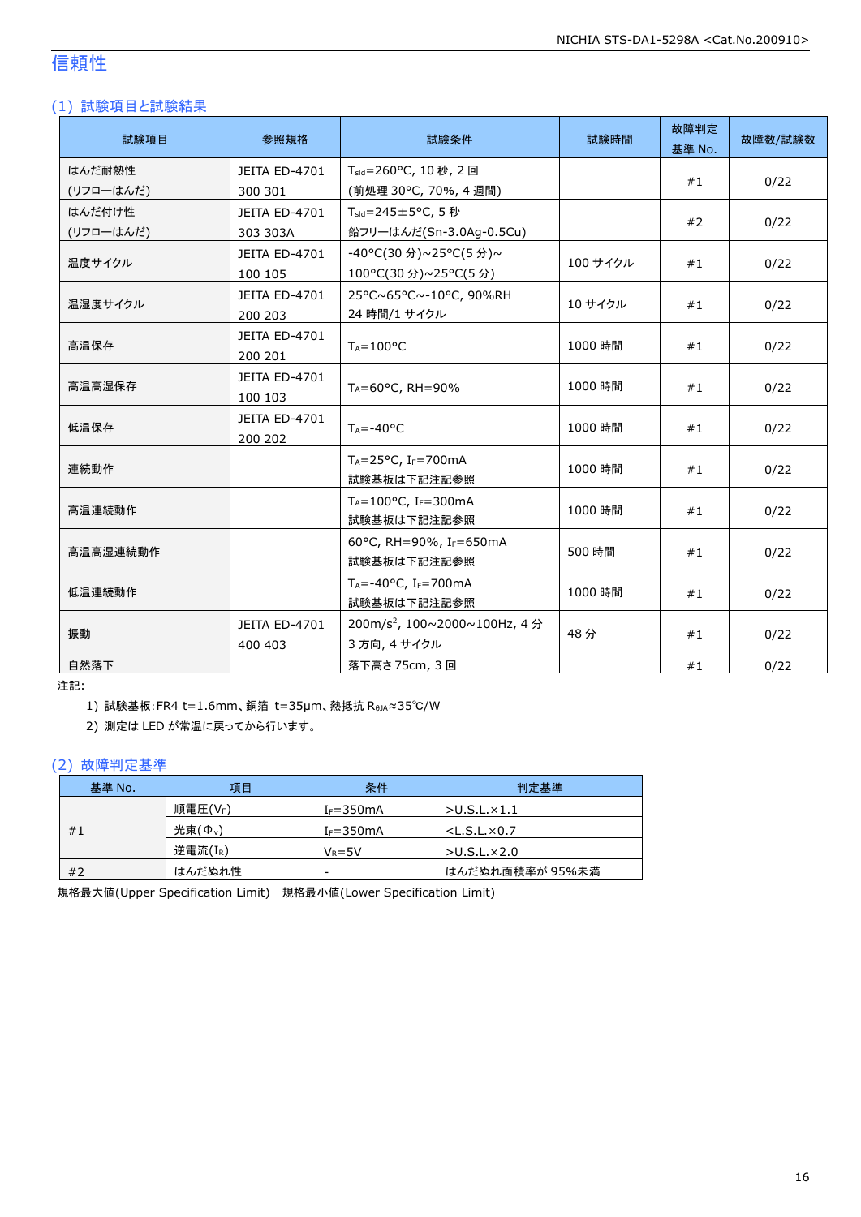## 信頼性

### (1) 試験項目と試験結果

| 試験項目 | 参照規格 | 試験条件 | 試験時間 | 故障判定基準 No. | 故障数/試験数 |
|---|---|---|---|---|---|
| はんだ耐熱性 (リフローはんだ) | JEITA ED-4701 300 301 | $T_{sld}$=260°C, 10 秒, 2 回 (前処理 30°C, 70%, 4 週間) | | #1 | 0/22 |
| はんだ付け性 (リフローはんだ) | JEITA ED-4701 303 303A | $T_{sld}$=245±5°C, 5 秒 鉛フリーはんだ(Sn-3.0Ag-0.5Cu) | | #2 | 0/22 |
| 温度サイクル | JEITA ED-4701 100 105 | -40°C(30 分)~25°C(5 分)~100°C(30 分)~25°C(5 分) | 100 サイクル | #1 | 0/22 |
| 温湿度サイクル | JEITA ED-4701 200 203 | 25°C~65°C~-10°C, 90%RH 24 時間/1 サイクル | 10 サイクル | #1 | 0/22 |
| 高温保存 | JEITA ED-4701 200 201 | $T_A$=100°C | 1000 時間 | #1 | 0/22 |
| 高温高湿保存 | JEITA ED-4701 100 103 | $T_A$=60°C, RH=90% | 1000 時間 | #1 | 0/22 |
| 低温保存 | JEITA ED-4701 200 202 | $T_A$=-40°C | 1000 時間 | #1 | 0/22 |
| 連続動作 | | $T_A$=25°C, $I_F$=700mA 試験基板は下記注記参照 | 1000 時間 | #1 | 0/22 |
| 高温連続動作 | | $T_A$=100°C, $I_F$=300mA 試験基板は下記注記参照 | 1000 時間 | #1 | 0/22 |
| 高温高湿連続動作 | | 60°C, RH=90%, $I_F$=650mA 試験基板は下記注記参照 | 500 時間 | #1 | 0/22 |
| 低温連続動作 | | $T_A$=-40°C, $I_F$=700mA 試験基板は下記注記参照 | 1000 時間 | #1 | 0/22 |
| 振動 | JEITA ED-4701 400 403 | 200m/s$^2$, 100~2000~100Hz, 4 分 3 方向, 4 サイクル | 48 分 | #1 | 0/22 |
| 自然落下 | | 落下高さ 75cm, 3 回 | | #1 | 0/22 |

注記:

1) 試験基板:FR4 t=1.6mm、銅箔 t=35μm、熱抵抗 $R_{θJA}$≈35℃/W
2) 測定は LED が常温に戻ってから行います。

### (2) 故障判定基準

| 基準 No. | 項目 | 条件 | 判定基準 |
|---|---|---|---|
| #1 | 順電圧($V_F$) | $I_F$=350mA | >U.S.L.×1.1 |
| | 光束($Φ_V$) | $I_F$=350mA | <L.S.L.×0.7 |
| | 逆電流($I_R$) | $V_R$=5V | >U.S.L.×2.0 |
| #2 | はんだぬれ性 | - | はんだぬれ面積率が 95%未満 |

規格最大値(Upper Specification Limit)　規格最小値(Lower Specification Limit)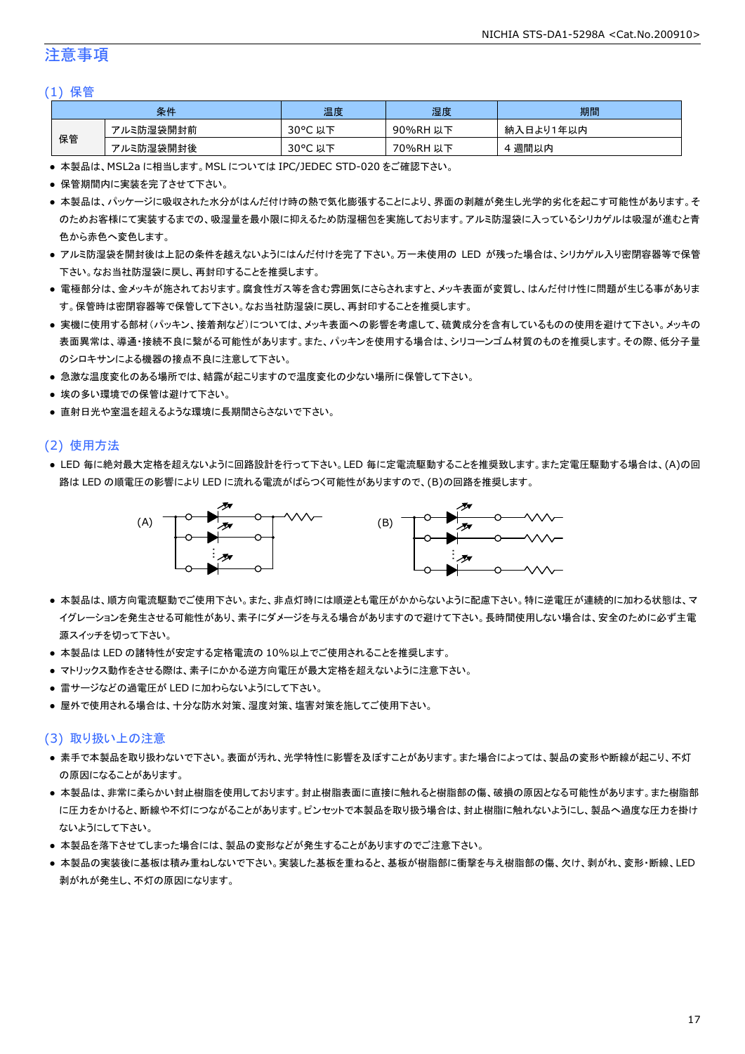# 注意事項

## (1) 保管

| 条件 | | 温度 | 湿度 | 期間 |
|---|---|---|---|---|
| 保管 | アルミ防湿袋開封前 | 30°C 以下 | 90%RH 以下 | 納入日より1年以内 |
| | アルミ防湿袋開封後 | 30°C 以下 | 70%RH 以下 | 4 週間以内 |

- 本製品は、MSL2a に相当します。MSL については IPC/JEDEC STD-020 をご確認下さい。
- 保管期間内に実装を完了させて下さい。
- 本製品は、パッケージに吸収された水分がはんだ付け時の熱で気化膨張することにより、界面の剥離が発生し光学的劣化を起こす可能性があります。そのためお客様にて実装するまでの、吸湿量を最小限に抑えるため防湿梱包を実施しております。アルミ防湿袋に入っているシリカゲルは吸湿が進むと青色から赤色へ変色します。
- アルミ防湿袋を開封後は上記の条件を越えないようにはんだ付けを完了下さい。万一未使用の LED が残った場合は、シリカゲル入り密閉容器等で保管下さい。なお当社防湿袋に戻し、再封印することを推奨します。
- 電極部分は、金メッキが施されております。腐食性ガス等を含む雰囲気にさらされますと、メッキ表面が変質し、はんだ付け性に問題が生じる事があります。保管時は密閉容器等で保管して下さい。なお当社防湿袋に戻し、再封印することを推奨します。
- 実機に使用する部材（パッキン、接着剤など）については、メッキ表面への影響を考慮して、硫黄成分を含有しているものの使用を避けて下さい。メッキの表面異常は、導通・接続不良に繋がる可能性があります。また、パッキンを使用する場合は、シリコーンゴム材質のものを推奨します。その際、低分子量のシロキサンによる機器の接点不良に注意して下さい。
- 急激な温度変化のある場所では、結露が起こりますので温度変化の少ない場所に保管して下さい。
- 埃の多い環境での保管は避けて下さい。
- 直射日光や室温を超えるような環境に長期間さらさないで下さい。

## (2) 使用方法

- LED 毎に絶対最大定格を超えないように回路設計を行って下さい。LED 毎に定電流駆動することを推奨致します。また定電圧駆動する場合は、(A)の回路は LED の順電圧の影響により LED に流れる電流がばらつく可能性がありますので、(B)の回路を推奨します。

(A)　　　　　　　　　　(B)

- 本製品は、順方向電流駆動でご使用下さい。また、非点灯時には順逆とも電圧がかからないように配慮下さい。特に逆電圧が連続的に加わる状態は、マイグレーションを発生させる可能性があり、素子にダメージを与える場合がありますので避けて下さい。長時間使用しない場合は、安全のために必ず主電源スイッチを切って下さい。
- 本製品は LED の諸特性が安定する定格電流の 10%以上でご使用されることを推奨します。
- マトリックス動作をさせる際は、素子にかかる逆方向電圧が最大定格を超えないように注意下さい。
- 雷サージなどの過電圧が LED に加わらないようにして下さい。
- 屋外で使用される場合は、十分な防水対策、湿度対策、塩害対策を施してご使用下さい。

## (3) 取り扱い上の注意

- 素手で本製品を取り扱わないで下さい。表面が汚れ、光学特性に影響を及ぼすことがあります。また場合によっては、製品の変形や断線が起こり、不灯の原因になることがあります。
- 本製品は、非常に柔らかい封止樹脂を使用しております。封止樹脂表面に直接に触れると樹脂部の傷、破損の原因となる可能性があります。また樹脂部に圧力をかけると、断線や不灯につながることがあります。ピンセットで本製品を取り扱う場合は、封止樹脂に触れないようにし、製品へ過度な圧力を掛けないようにして下さい。
- 本製品を落下させてしまった場合には、製品の変形などが発生することがありますのでご注意下さい。
- 本製品の実装後に基板は積み重ねしないで下さい。実装した基板を重ねると、基板が樹脂部に衝撃を与え樹脂部の傷、欠け、剥がれ、変形・断線、LED 剥がれが発生し、不灯の原因になります。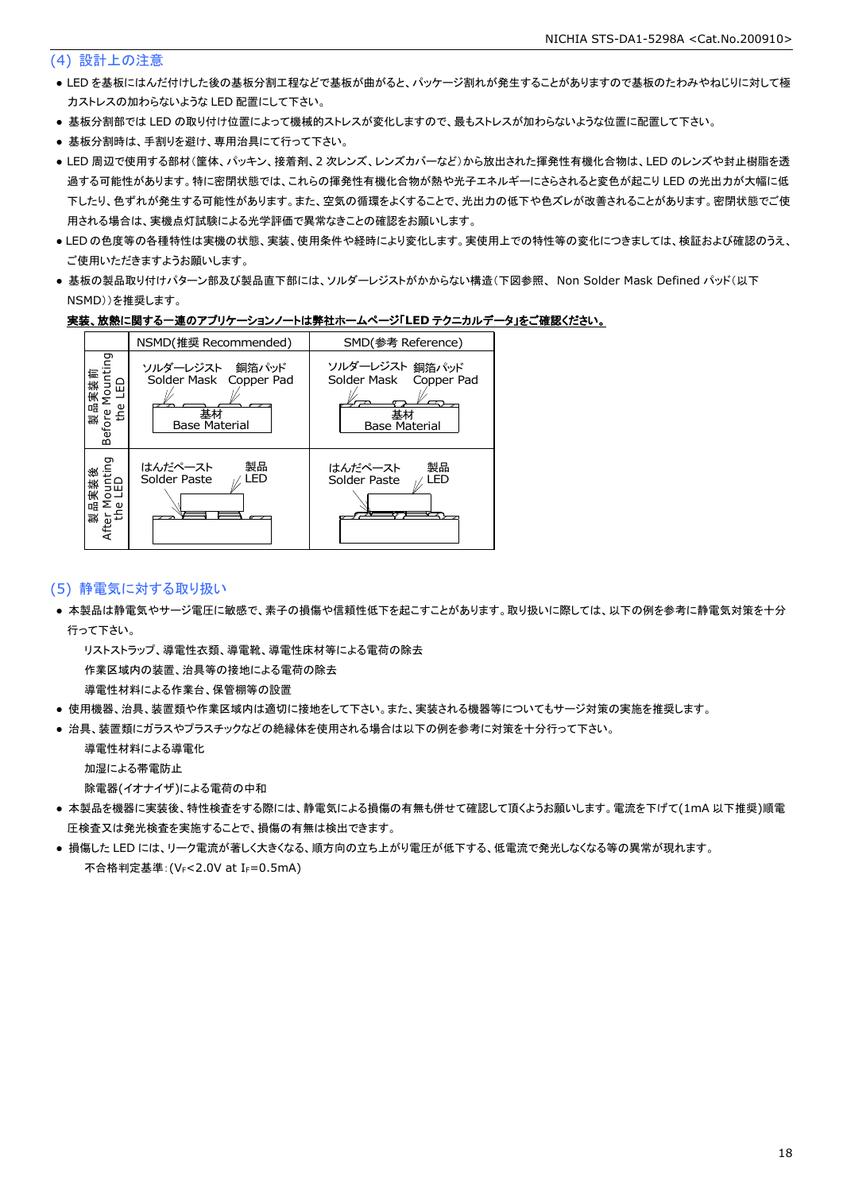## (4) 設計上の注意

- LED を基板にはんだ付けした後の基板分割工程などで基板が曲がると、パッケージ割れが発生することがありますので基板のたわみやねじりに対して極力ストレスの加わらないような LED 配置にして下さい。
- 基板分割部では LED の取り付け位置によって機械的ストレスが変化しますので、最もストレスが加わらないような位置に配置して下さい。
- 基板分割時は、手割りを避け、専用治具にて行って下さい。
- LED 周辺で使用する部材(筐体、パッキン、接着剤、2 次レンズ、レンズカバーなど)から放出された揮発性有機化合物は、LED のレンズや封止樹脂を透過する可能性があります。特に密閉状態では、これらの揮発性有機化合物が熱や光子エネルギーにさらされると変色が起こり LED の光出力が大幅に低下したり、色ずれが発生する可能性があります。また、空気の循環をよくすることで、光出力の低下や色ズレが改善されることがあります。密閉状態でご使用される場合は、実機点灯試験による光学評価で異常なきことの確認をお願いします。
- LED の色度等の各種特性は実機の状態、実装、使用条件や経時により変化します。実使用上での特性等の変化につきましては、検証および確認のうえ、ご使用いただきますようお願いします。
- 基板の製品取り付けパターン部及び製品直下部には、ソルダーレジストがかからない構造(下図参照、 Non Solder Mask Defined パッド(以下 NSMD))を推奨します。

**実装、放熱に関する一連のアプリケーションノートは弊社ホームページ「LED テクニカルデータ」をご確認ください。**

| | NSMD(推奨 Recommended) | SMD(参考 Reference) |
|---|---|---|
| 製品実装前 Before Mounting the LED | ソルダーレジスト Solder Mask / 銅箔パッド Copper Pad / 基材 Base Material | ソルダーレジスト Solder Mask / 銅箔パッド Copper Pad / 基材 Base Material |
| 製品実装後 After Mounting the LED | はんだペースト Solder Paste / 製品 LED | はんだペースト Solder Paste / 製品 LED |

## (5) 静電気に対する取り扱い

- 本製品は静電気やサージ電圧に敏感で、素子の損傷や信頼性低下を起こすことがあります。取り扱いに際しては、以下の例を参考に静電気対策を十分行って下さい。
  - リストストラップ、導電性衣類、導電靴、導電性床材等による電荷の除去
  - 作業区域内の装置、治具等の接地による電荷の除去
  - 導電性材料による作業台、保管棚等の設置
- 使用機器、治具、装置類や作業区域内は適切に接地をして下さい。また、実装される機器等についてもサージ対策の実施を推奨します。
- 治具、装置類にガラスやプラスチックなどの絶縁体を使用される場合は以下の例を参考に対策を十分行って下さい。
  - 導電性材料による導電化
  - 加湿による帯電防止
  - 除電器(イオナイザ)による電荷の中和
- 本製品を機器に実装後、特性検査をする際には、静電気による損傷の有無も併せて確認して頂くようお願いします。電流を下げて(1mA 以下推奨)順電圧検査又は発光検査を実施することで、損傷の有無は検出できます。
- 損傷した LED には、リーク電流が著しく大きくなる、順方向の立ち上がり電圧が低下する、低電流で発光しなくなる等の異常が現れます。
  不合格判定基準:($V_F$<2.0V at $I_F$=0.5mA)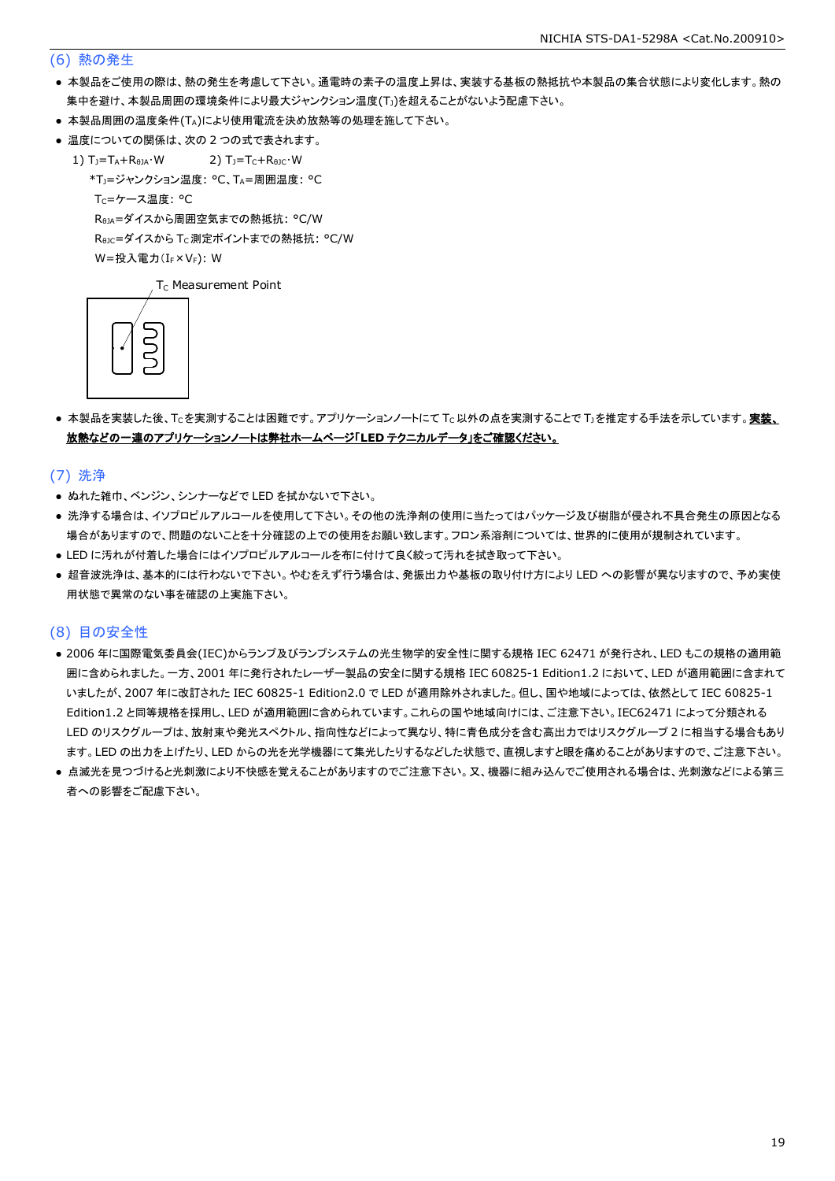## (6) 熱の発生

- 本製品をご使用の際は、熱の発生を考慮して下さい。通電時の素子の温度上昇は、実装する基板の熱抵抗や本製品の集合状態により変化します。熱の集中を避け、本製品周囲の環境条件により最大ジャンクション温度($T_J$)を超えることがないよう配慮下さい。
- 本製品周囲の温度条件($T_A$)により使用電流を決め放熱等の処理を施して下さい。
- 温度についての関係は、次の 2 つの式で表されます。

  1) $T_J = T_A + R_{\theta JA} \cdot W$　　2) $T_J = T_C + R_{\theta JC} \cdot W$

  *$T_J$=ジャンクション温度: °C、$T_A$=周囲温度: °C

  $T_C$=ケース温度: °C

  $R_{\theta JA}$=ダイスから周囲空気までの熱抵抗: °C/W

  $R_{\theta JC}$=ダイスから $T_C$ 測定ポイントまでの熱抵抗: °C/W

  W=投入電力($I_F \times V_F$): W

$T_C$ Measurement Point

- 本製品を実装した後、$T_C$ を実測することは困難です。アプリケーションノートにて $T_C$ 以外の点を実測することで $T_J$ を推定する手法を示しています。**実装、放熱などの一連のアプリケーションノートは弊社ホームページ「LED テクニカルデータ」をご確認ください。**

## (7) 洗浄

- ぬれた雑巾、ベンジン、シンナーなどで LED を拭かないで下さい。
- 洗浄する場合は、イソプロピルアルコールを使用して下さい。その他の洗浄剤の使用に当たってはパッケージ及び樹脂が侵され不具合発生の原因となる場合がありますので、問題のないことを十分確認の上での使用をお願い致します。フロン系溶剤については、世界的に使用が規制されています。
- LED に汚れが付着した場合にはイソプロピルアルコールを布に付けて良く絞って汚れを拭き取って下さい。
- 超音波洗浄は、基本的には行わないで下さい。やむをえず行う場合は、発振出力や基板の取り付け方により LED への影響が異なりますので、予め実使用状態で異常のない事を確認の上実施下さい。

## (8) 目の安全性

- 2006 年に国際電気委員会(IEC)からランプ及びランプシステムの光生物学的安全性に関する規格 IEC 62471 が発行され、LED もこの規格の適用範囲に含められました。一方、2001 年に発行されたレーザー製品の安全に関する規格 IEC 60825-1 Edition1.2 において、LED が適用範囲に含まれていましたが、2007 年に改訂された IEC 60825-1 Edition2.0 で LED が適用除外されました。但し、国や地域によっては、依然として IEC 60825-1 Edition1.2 と同等規格を採用し、LED が適用範囲に含められています。これらの国や地域向けには、ご注意下さい。IEC62471 によって分類される LED のリスクグループは、放射束や発光スペクトル、指向性などによって異なり、特に青色成分を含む高出力ではリスクグループ 2 に相当する場合もあります。LED の出力を上げたり、LED からの光を光学機器にて集光したりするなどした状態で、直視しますと眼を痛めることがありますので、ご注意下さい。
- 点滅光を見つづけると光刺激により不快感を覚えることがありますのでご注意下さい。又、機器に組み込んでご使用される場合は、光刺激などによる第三者への影響をご配慮下さい。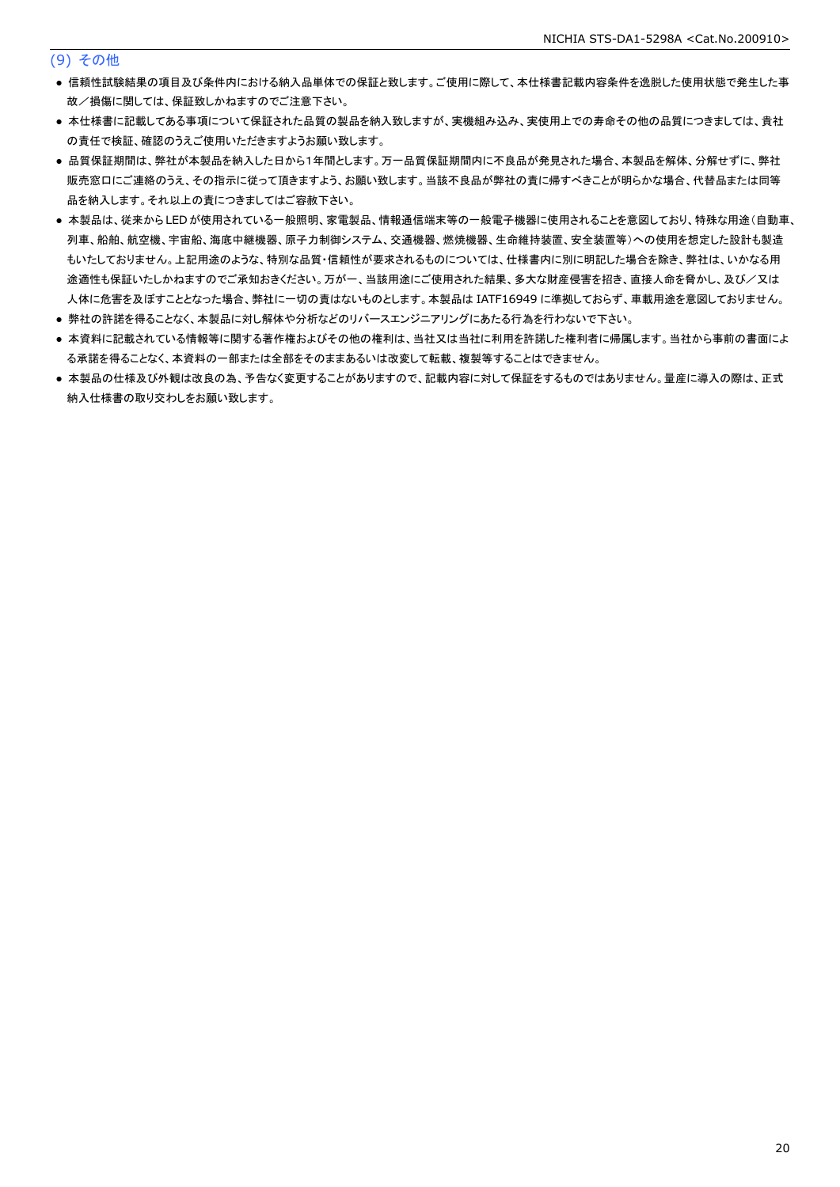## (9) その他

- 信頼性試験結果の項目及び条件内における納入品単体での保証と致します。ご使用に際して、本仕様書記載内容条件を逸脱した使用状態で発生した事故／損傷に関しては、保証致しかねますのでご注意下さい。
- 本仕様書に記載してある事項について保証された品質の製品を納入致しますが、実機組み込み、実使用上での寿命その他の品質につきましては、貴社の責任で検証、確認のうえご使用いただきますようお願い致します。
- 品質保証期間は、弊社が本製品を納入した日から1年間とします。万一品質保証期間内に不良品が発見された場合、本製品を解体、分解せずに、弊社販売窓口にご連絡のうえ、その指示に従って頂きますよう、お願い致します。当該不良品が弊社の責に帰すべきことが明らかな場合、代替品または同等品を納入します。それ以上の責につきましてはご容赦下さい。
- 本製品は、従来からLEDが使用されている一般照明、家電製品、情報通信端末等の一般電子機器に使用されることを意図しており、特殊な用途（自動車、列車、船舶、航空機、宇宙船、海底中継機器、原子力制御システム、交通機器、燃焼機器、生命維持装置、安全装置等）への使用を想定した設計も製造もいたしておりません。上記用途のような、特別な品質・信頼性が要求されるものについては、仕様書内に別に明記した場合を除き、弊社は、いかなる用途適性も保証いたしかねますのでご承知おきください。万が一、当該用途にご使用された結果、多大な財産侵害を招き、直接人命を脅かし、及び／又は人体に危害を及ぼすこととなった場合、弊社に一切の責はないものとします。本製品は IATF16949 に準拠しておらず、車載用途を意図しておりません。
- 弊社の許諾を得ることなく、本製品に対し解体や分析などのリバースエンジニアリングにあたる行為を行わないで下さい。
- 本資料に記載されている情報等に関する著作権およびその他の権利は、当社又は当社に利用を許諾した権利者に帰属します。当社から事前の書面による承諾を得ることなく、本資料の一部または全部をそのままあるいは改変して転載、複製等することはできません。
- 本製品の仕様及び外観は改良の為、予告なく変更することがありますので、記載内容に対して保証をするものではありません。量産に導入の際は、正式納入仕様書の取り交わしをお願い致します。